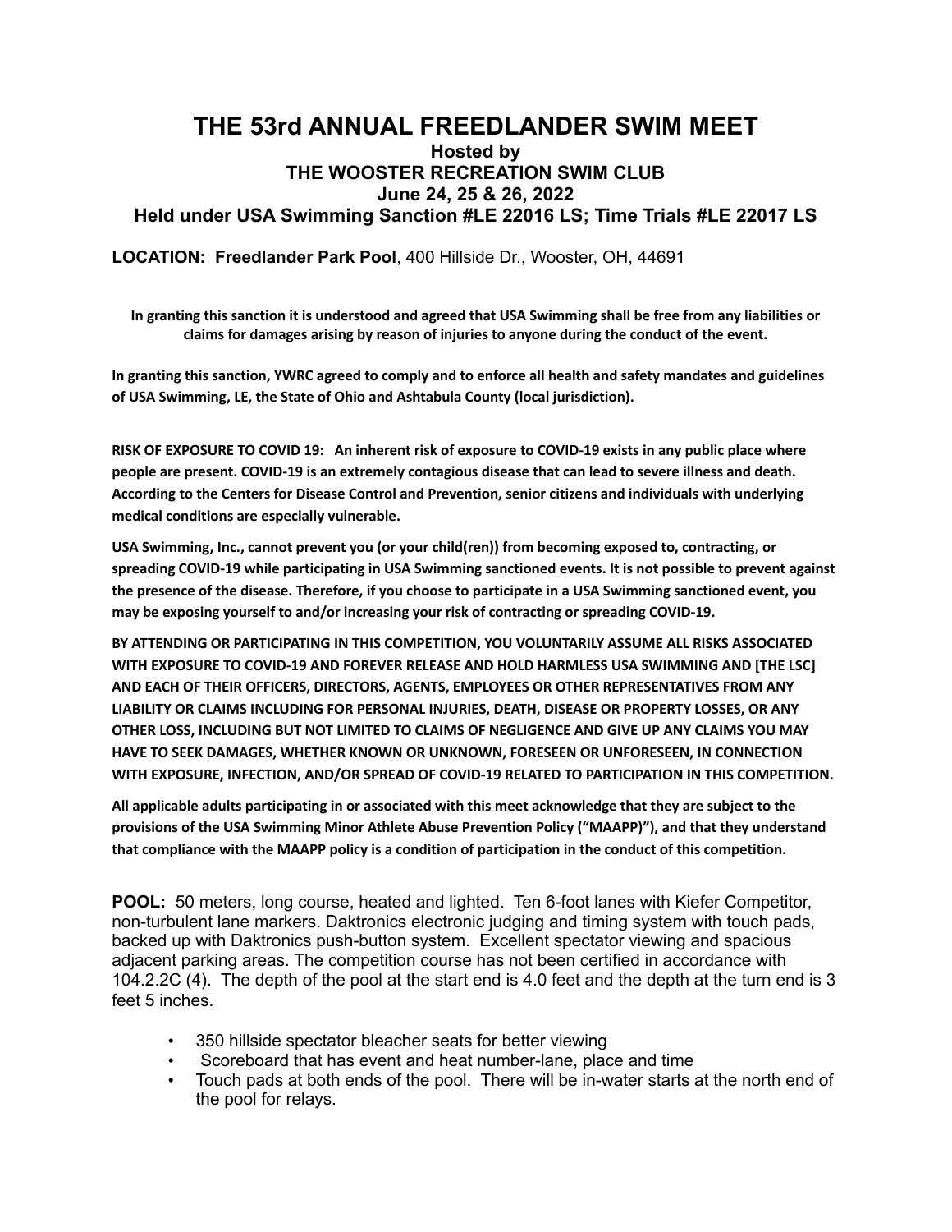# THE 53rd ANNUAL FREEDLANDER SWIM MEET

### Hosted by
### THE WOOSTER RECREATION SWIM CLUB
### June 24, 25 & 26, 2022
### Held under USA Swimming Sanction #LE 22016 LS; Time Trials #LE 22017 LS

**LOCATION: Freedlander Park Pool**, 400 Hillside Dr., Wooster, OH, 44691

**In granting this sanction it is understood and agreed that USA Swimming shall be free from any liabilities or claims for damages arising by reason of injuries to anyone during the conduct of the event.**

**In granting this sanction, YWRC agreed to comply and to enforce all health and safety mandates and guidelines of USA Swimming, LE, the State of Ohio and Ashtabula County (local jurisdiction).**

**RISK OF EXPOSURE TO COVID 19: An inherent risk of exposure to COVID-19 exists in any public place where people are present. COVID-19 is an extremely contagious disease that can lead to severe illness and death. According to the Centers for Disease Control and Prevention, senior citizens and individuals with underlying medical conditions are especially vulnerable.**

**USA Swimming, Inc., cannot prevent you (or your child(ren)) from becoming exposed to, contracting, or spreading COVID-19 while participating in USA Swimming sanctioned events. It is not possible to prevent against the presence of the disease. Therefore, if you choose to participate in a USA Swimming sanctioned event, you may be exposing yourself to and/or increasing your risk of contracting or spreading COVID-19.**

**BY ATTENDING OR PARTICIPATING IN THIS COMPETITION, YOU VOLUNTARILY ASSUME ALL RISKS ASSOCIATED WITH EXPOSURE TO COVID-19 AND FOREVER RELEASE AND HOLD HARMLESS USA SWIMMING AND [THE LSC] AND EACH OF THEIR OFFICERS, DIRECTORS, AGENTS, EMPLOYEES OR OTHER REPRESENTATIVES FROM ANY LIABILITY OR CLAIMS INCLUDING FOR PERSONAL INJURIES, DEATH, DISEASE OR PROPERTY LOSSES, OR ANY OTHER LOSS, INCLUDING BUT NOT LIMITED TO CLAIMS OF NEGLIGENCE AND GIVE UP ANY CLAIMS YOU MAY HAVE TO SEEK DAMAGES, WHETHER KNOWN OR UNKNOWN, FORESEEN OR UNFORESEEN, IN CONNECTION WITH EXPOSURE, INFECTION, AND/OR SPREAD OF COVID-19 RELATED TO PARTICIPATION IN THIS COMPETITION.**

**All applicable adults participating in or associated with this meet acknowledge that they are subject to the provisions of the USA Swimming Minor Athlete Abuse Prevention Policy ("MAAPP"), and that they understand that compliance with the MAAPP policy is a condition of participation in the conduct of this competition.**

**POOL:** 50 meters, long course, heated and lighted. Ten 6-foot lanes with Kiefer Competitor, non-turbulent lane markers. Daktronics electronic judging and timing system with touch pads, backed up with Daktronics push-button system. Excellent spectator viewing and spacious adjacent parking areas. The competition course has not been certified in accordance with 104.2.2C (4). The depth of the pool at the start end is 4.0 feet and the depth at the turn end is 3 feet 5 inches.

- 350 hillside spectator bleacher seats for better viewing
- Scoreboard that has event and heat number-lane, place and time
- Touch pads at both ends of the pool. There will be in-water starts at the north end of the pool for relays.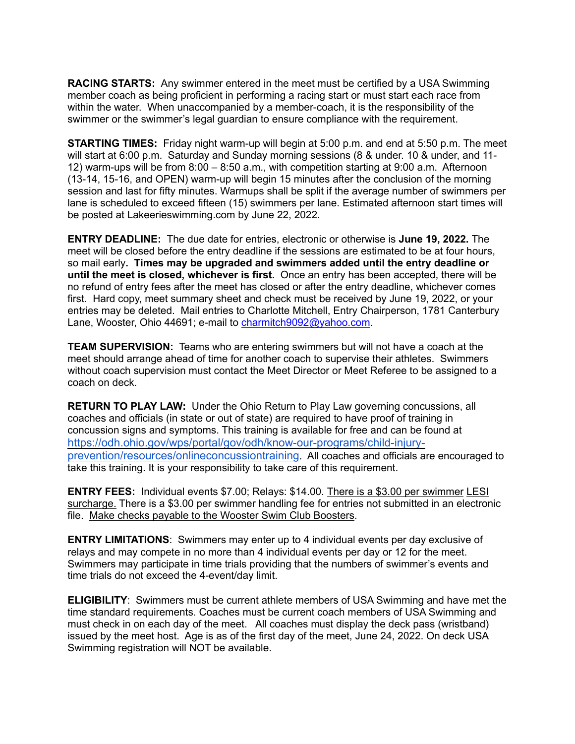**RACING STARTS:** Any swimmer entered in the meet must be certified by a USA Swimming member coach as being proficient in performing a racing start or must start each race from within the water. When unaccompanied by a member-coach, it is the responsibility of the swimmer or the swimmer's legal guardian to ensure compliance with the requirement.

**STARTING TIMES:** Friday night warm-up will begin at 5:00 p.m. and end at 5:50 p.m. The meet will start at 6:00 p.m. Saturday and Sunday morning sessions (8 & under. 10 & under, and 11-12) warm-ups will be from 8:00 – 8:50 a.m., with competition starting at 9:00 a.m. Afternoon (13-14, 15-16, and OPEN) warm-up will begin 15 minutes after the conclusion of the morning session and last for fifty minutes. Warmups shall be split if the average number of swimmers per lane is scheduled to exceed fifteen (15) swimmers per lane. Estimated afternoon start times will be posted at Lakeerieswimming.com by June 22, 2022.

**ENTRY DEADLINE:** The due date for entries, electronic or otherwise is **June 19, 2022.** The meet will be closed before the entry deadline if the sessions are estimated to be at four hours, so mail early**. Times may be upgraded and swimmers added until the entry deadline or until the meet is closed, whichever is first.** Once an entry has been accepted, there will be no refund of entry fees after the meet has closed or after the entry deadline, whichever comes first. Hard copy, meet summary sheet and check must be received by June 19, 2022, or your entries may be deleted. Mail entries to Charlotte Mitchell, Entry Chairperson, 1781 Canterbury Lane, Wooster, Ohio 44691; e-mail to charmitch9092@yahoo.com.

**TEAM SUPERVISION:** Teams who are entering swimmers but will not have a coach at the meet should arrange ahead of time for another coach to supervise their athletes. Swimmers without coach supervision must contact the Meet Director or Meet Referee to be assigned to a coach on deck.

**RETURN TO PLAY LAW:** Under the Ohio Return to Play Law governing concussions, all coaches and officials (in state or out of state) are required to have proof of training in concussion signs and symptoms. This training is available for free and can be found at https://odh.ohio.gov/wps/portal/gov/odh/know-our-programs/child-injury-prevention/resources/onlineconcussiontraining. All coaches and officials are encouraged to take this training. It is your responsibility to take care of this requirement.

**ENTRY FEES:** Individual events $7.00; Relays: $14.00. There is a $3.00 per swimmer LESI surcharge. There is a $3.00 per swimmer handling fee for entries not submitted in an electronic file. Make checks payable to the Wooster Swim Club Boosters.

**ENTRY LIMITATIONS**: Swimmers may enter up to 4 individual events per day exclusive of relays and may compete in no more than 4 individual events per day or 12 for the meet. Swimmers may participate in time trials providing that the numbers of swimmer's events and time trials do not exceed the 4-event/day limit.

**ELIGIBILITY**: Swimmers must be current athlete members of USA Swimming and have met the time standard requirements. Coaches must be current coach members of USA Swimming and must check in on each day of the meet. All coaches must display the deck pass (wristband) issued by the meet host. Age is as of the first day of the meet, June 24, 2022. On deck USA Swimming registration will NOT be available.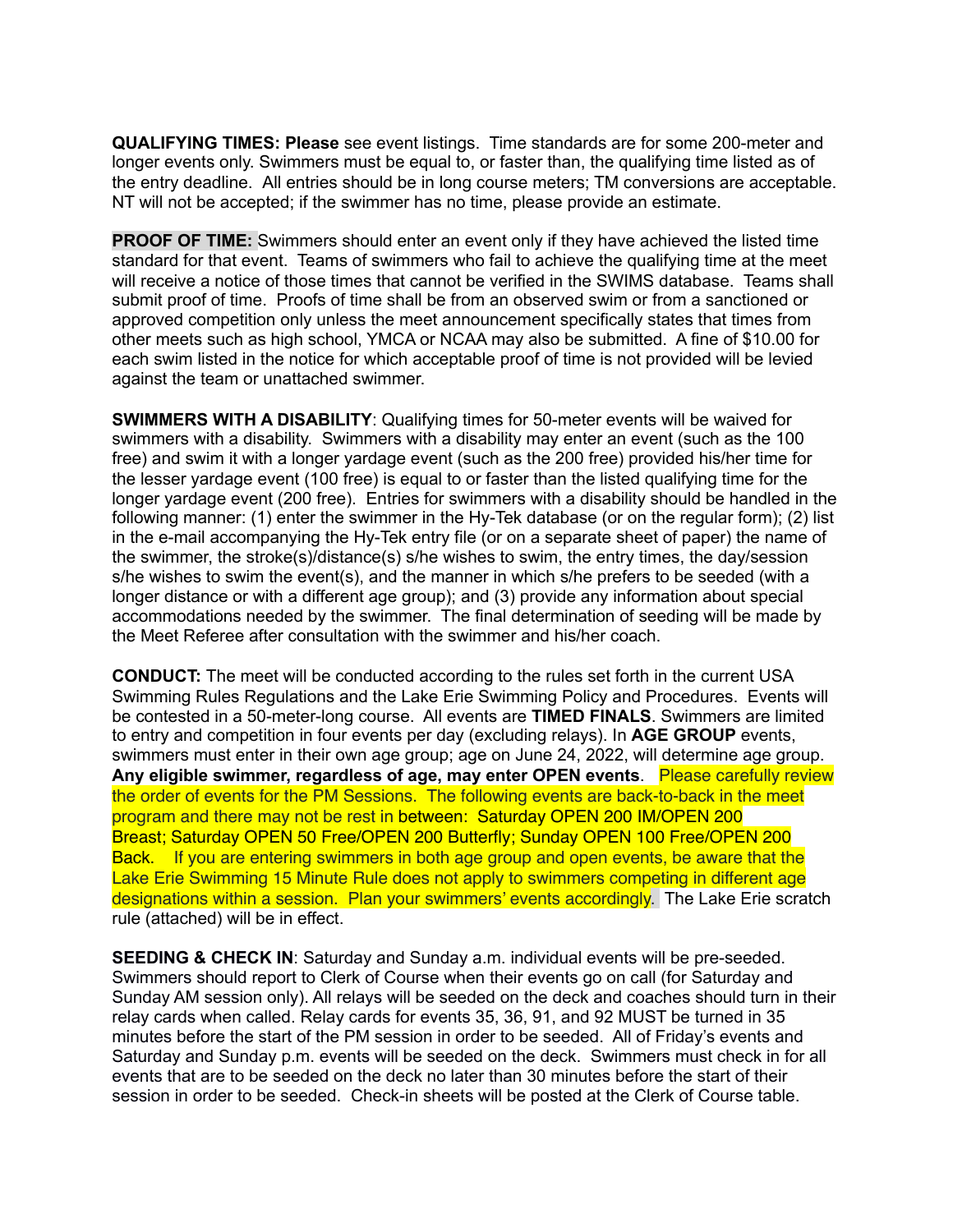**QUALIFYING TIMES: Please** see event listings. Time standards are for some 200-meter and longer events only. Swimmers must be equal to, or faster than, the qualifying time listed as of the entry deadline. All entries should be in long course meters; TM conversions are acceptable. NT will not be accepted; if the swimmer has no time, please provide an estimate.

**PROOF OF TIME:** Swimmers should enter an event only if they have achieved the listed time standard for that event. Teams of swimmers who fail to achieve the qualifying time at the meet will receive a notice of those times that cannot be verified in the SWIMS database. Teams shall submit proof of time. Proofs of time shall be from an observed swim or from a sanctioned or approved competition only unless the meet announcement specifically states that times from other meets such as high school, YMCA or NCAA may also be submitted. A fine of $10.00 for each swim listed in the notice for which acceptable proof of time is not provided will be levied against the team or unattached swimmer.

**SWIMMERS WITH A DISABILITY**: Qualifying times for 50-meter events will be waived for swimmers with a disability. Swimmers with a disability may enter an event (such as the 100 free) and swim it with a longer yardage event (such as the 200 free) provided his/her time for the lesser yardage event (100 free) is equal to or faster than the listed qualifying time for the longer yardage event (200 free). Entries for swimmers with a disability should be handled in the following manner: (1) enter the swimmer in the Hy-Tek database (or on the regular form); (2) list in the e-mail accompanying the Hy-Tek entry file (or on a separate sheet of paper) the name of the swimmer, the stroke(s)/distance(s) s/he wishes to swim, the entry times, the day/session s/he wishes to swim the event(s), and the manner in which s/he prefers to be seeded (with a longer distance or with a different age group); and (3) provide any information about special accommodations needed by the swimmer. The final determination of seeding will be made by the Meet Referee after consultation with the swimmer and his/her coach.

**CONDUCT:** The meet will be conducted according to the rules set forth in the current USA Swimming Rules Regulations and the Lake Erie Swimming Policy and Procedures. Events will be contested in a 50-meter-long course. All events are **TIMED FINALS**. Swimmers are limited to entry and competition in four events per day (excluding relays). In **AGE GROUP** events, swimmers must enter in their own age group; age on June 24, 2022, will determine age group. **Any eligible swimmer, regardless of age, may enter OPEN events**. Please carefully review the order of events for the PM Sessions. The following events are back-to-back in the meet program and there may not be rest in between: Saturday OPEN 200 IM/OPEN 200 Breast; Saturday OPEN 50 Free/OPEN 200 Butterfly; Sunday OPEN 100 Free/OPEN 200 Back. If you are entering swimmers in both age group and open events, be aware that the Lake Erie Swimming 15 Minute Rule does not apply to swimmers competing in different age designations within a session. Plan your swimmers' events accordingly. The Lake Erie scratch rule (attached) will be in effect.

**SEEDING & CHECK IN**: Saturday and Sunday a.m. individual events will be pre-seeded. Swimmers should report to Clerk of Course when their events go on call (for Saturday and Sunday AM session only). All relays will be seeded on the deck and coaches should turn in their relay cards when called. Relay cards for events 35, 36, 91, and 92 MUST be turned in 35 minutes before the start of the PM session in order to be seeded. All of Friday's events and Saturday and Sunday p.m. events will be seeded on the deck. Swimmers must check in for all events that are to be seeded on the deck no later than 30 minutes before the start of their session in order to be seeded. Check-in sheets will be posted at the Clerk of Course table.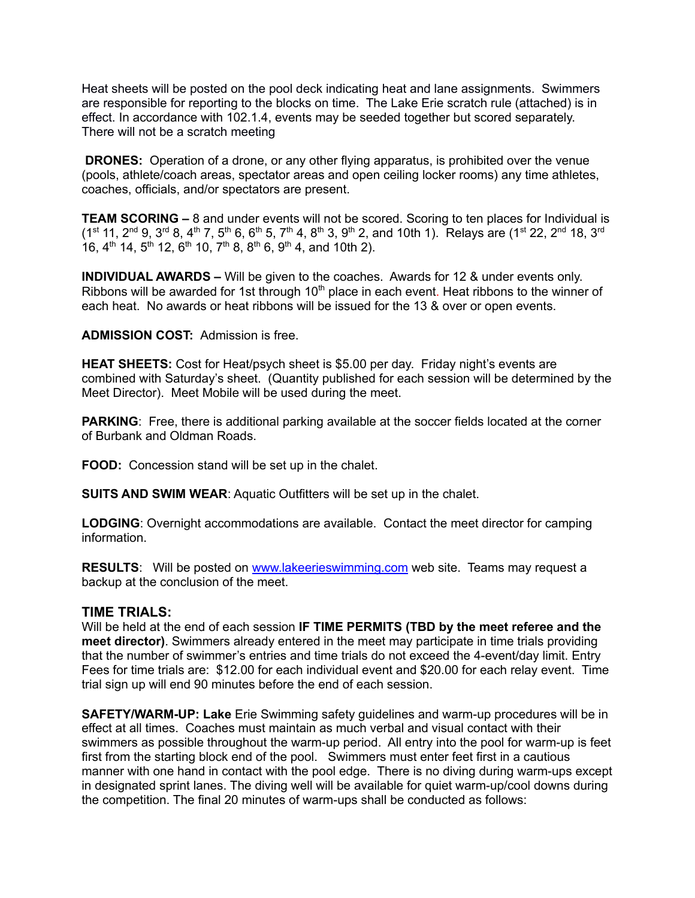Heat sheets will be posted on the pool deck indicating heat and lane assignments. Swimmers are responsible for reporting to the blocks on time. The Lake Erie scratch rule (attached) is in effect. In accordance with 102.1.4, events may be seeded together but scored separately. There will not be a scratch meeting

**DRONES:** Operation of a drone, or any other flying apparatus, is prohibited over the venue (pools, athlete/coach areas, spectator areas and open ceiling locker rooms) any time athletes, coaches, officials, and/or spectators are present.

**TEAM SCORING –** 8 and under events will not be scored. Scoring to ten places for Individual is (1st 11, 2nd 9, 3rd 8, 4th 7, 5th 6, 6th 5, 7th 4, 8th 3, 9th 2, and 10th 1). Relays are (1st 22, 2nd 18, 3rd 16, 4th 14, 5th 12, 6th 10, 7th 8, 8th 6, 9th 4, and 10th 2).

**INDIVIDUAL AWARDS –** Will be given to the coaches. Awards for 12 & under events only. Ribbons will be awarded for 1st through 10th place in each event. Heat ribbons to the winner of each heat. No awards or heat ribbons will be issued for the 13 & over or open events.

**ADMISSION COST:** Admission is free.

**HEAT SHEETS:** Cost for Heat/psych sheet is $5.00 per day. Friday night's events are combined with Saturday's sheet. (Quantity published for each session will be determined by the Meet Director). Meet Mobile will be used during the meet.

**PARKING**: Free, there is additional parking available at the soccer fields located at the corner of Burbank and Oldman Roads.

**FOOD:** Concession stand will be set up in the chalet.

**SUITS AND SWIM WEAR**: Aquatic Outfitters will be set up in the chalet.

**LODGING**: Overnight accommodations are available. Contact the meet director for camping information.

**RESULTS**: Will be posted on www.lakeerieswimming.com web site. Teams may request a backup at the conclusion of the meet.

## TIME TRIALS:

Will be held at the end of each session **IF TIME PERMITS (TBD by the meet referee and the meet director)**. Swimmers already entered in the meet may participate in time trials providing that the number of swimmer's entries and time trials do not exceed the 4-event/day limit. Entry Fees for time trials are: $12.00 for each individual event and $20.00 for each relay event. Time trial sign up will end 90 minutes before the end of each session.

**SAFETY/WARM-UP: Lake** Erie Swimming safety guidelines and warm-up procedures will be in effect at all times. Coaches must maintain as much verbal and visual contact with their swimmers as possible throughout the warm-up period. All entry into the pool for warm-up is feet first from the starting block end of the pool. Swimmers must enter feet first in a cautious manner with one hand in contact with the pool edge. There is no diving during warm-ups except in designated sprint lanes. The diving well will be available for quiet warm-up/cool downs during the competition. The final 20 minutes of warm-ups shall be conducted as follows: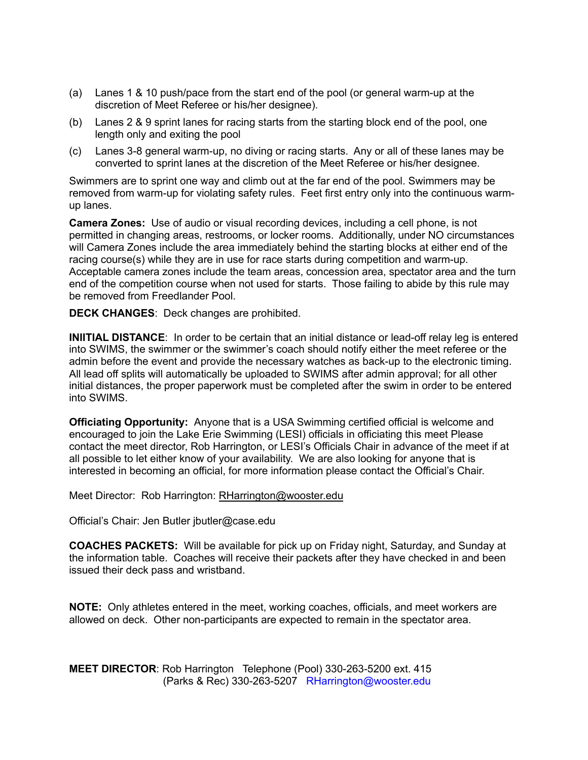(a) Lanes 1 & 10 push/pace from the start end of the pool (or general warm-up at the discretion of Meet Referee or his/her designee).

(b) Lanes 2 & 9 sprint lanes for racing starts from the starting block end of the pool, one length only and exiting the pool

(c) Lanes 3-8 general warm-up, no diving or racing starts. Any or all of these lanes may be converted to sprint lanes at the discretion of the Meet Referee or his/her designee.

Swimmers are to sprint one way and climb out at the far end of the pool. Swimmers may be removed from warm-up for violating safety rules. Feet first entry only into the continuous warm-up lanes.

**Camera Zones:** Use of audio or visual recording devices, including a cell phone, is not permitted in changing areas, restrooms, or locker rooms. Additionally, under NO circumstances will Camera Zones include the area immediately behind the starting blocks at either end of the racing course(s) while they are in use for race starts during competition and warm-up. Acceptable camera zones include the team areas, concession area, spectator area and the turn end of the competition course when not used for starts. Those failing to abide by this rule may be removed from Freedlander Pool.

**DECK CHANGES**: Deck changes are prohibited.

**INIITIAL DISTANCE**: In order to be certain that an initial distance or lead-off relay leg is entered into SWIMS, the swimmer or the swimmer's coach should notify either the meet referee or the admin before the event and provide the necessary watches as back-up to the electronic timing. All lead off splits will automatically be uploaded to SWIMS after admin approval; for all other initial distances, the proper paperwork must be completed after the swim in order to be entered into SWIMS.

**Officiating Opportunity:** Anyone that is a USA Swimming certified official is welcome and encouraged to join the Lake Erie Swimming (LESI) officials in officiating this meet Please contact the meet director, Rob Harrington, or LESI's Officials Chair in advance of the meet if at all possible to let either know of your availability. We are also looking for anyone that is interested in becoming an official, for more information please contact the Official's Chair.

Meet Director: Rob Harrington: RHarrington@wooster.edu

Official's Chair: Jen Butler jbutler@case.edu

**COACHES PACKETS:** Will be available for pick up on Friday night, Saturday, and Sunday at the information table. Coaches will receive their packets after they have checked in and been issued their deck pass and wristband.

**NOTE:** Only athletes entered in the meet, working coaches, officials, and meet workers are allowed on deck. Other non-participants are expected to remain in the spectator area.

**MEET DIRECTOR**: Rob Harrington Telephone (Pool) 330-263-5200 ext. 415
(Parks & Rec) 330-263-5207 RHarrington@wooster.edu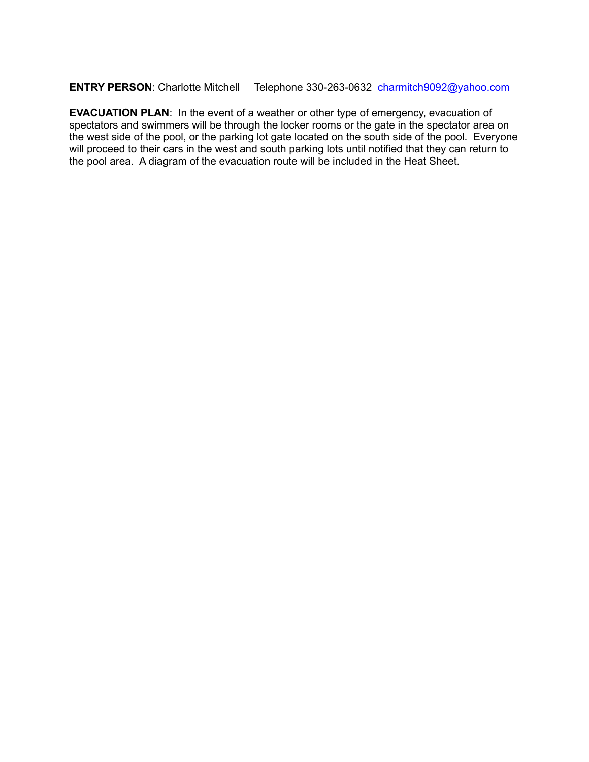**ENTRY PERSON**: Charlotte Mitchell Telephone 330-263-0632 charmitch9092@yahoo.com

**EVACUATION PLAN**: In the event of a weather or other type of emergency, evacuation of spectators and swimmers will be through the locker rooms or the gate in the spectator area on the west side of the pool, or the parking lot gate located on the south side of the pool. Everyone will proceed to their cars in the west and south parking lots until notified that they can return to the pool area. A diagram of the evacuation route will be included in the Heat Sheet.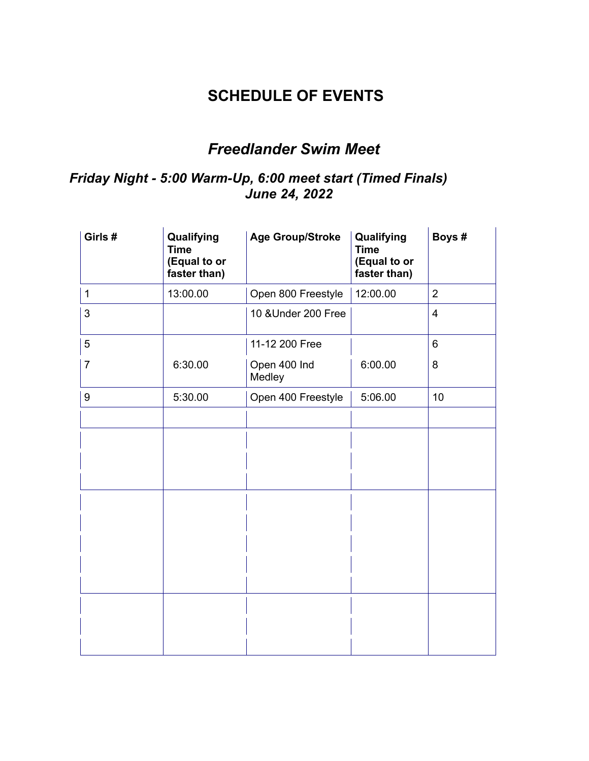## SCHEDULE OF EVENTS

## *Freedlander Swim Meet*

### *Friday Night - 5:00 Warm-Up, 6:00 meet start (Timed Finals)*
### *June 24, 2022*

| Girls # | Qualifying Time (Equal to or faster than) | Age Group/Stroke | Qualifying Time (Equal to or faster than) | Boys # |
|---|---|---|---|---|
| 1 | 13:00.00 | Open 800 Freestyle | 12:00.00 | 2 |
| 3 | | 10 &Under 200 Free | | 4 |
| 5 | | 11-12 200 Free | | 6 |
| 7 | 6:30.00 | Open 400 Ind Medley | 6:00.00 | 8 |
| 9 | 5:30.00 | Open 400 Freestyle | 5:06.00 | 10 |
| | | | | |
| | | | | |
| | | | | |
| | | | | |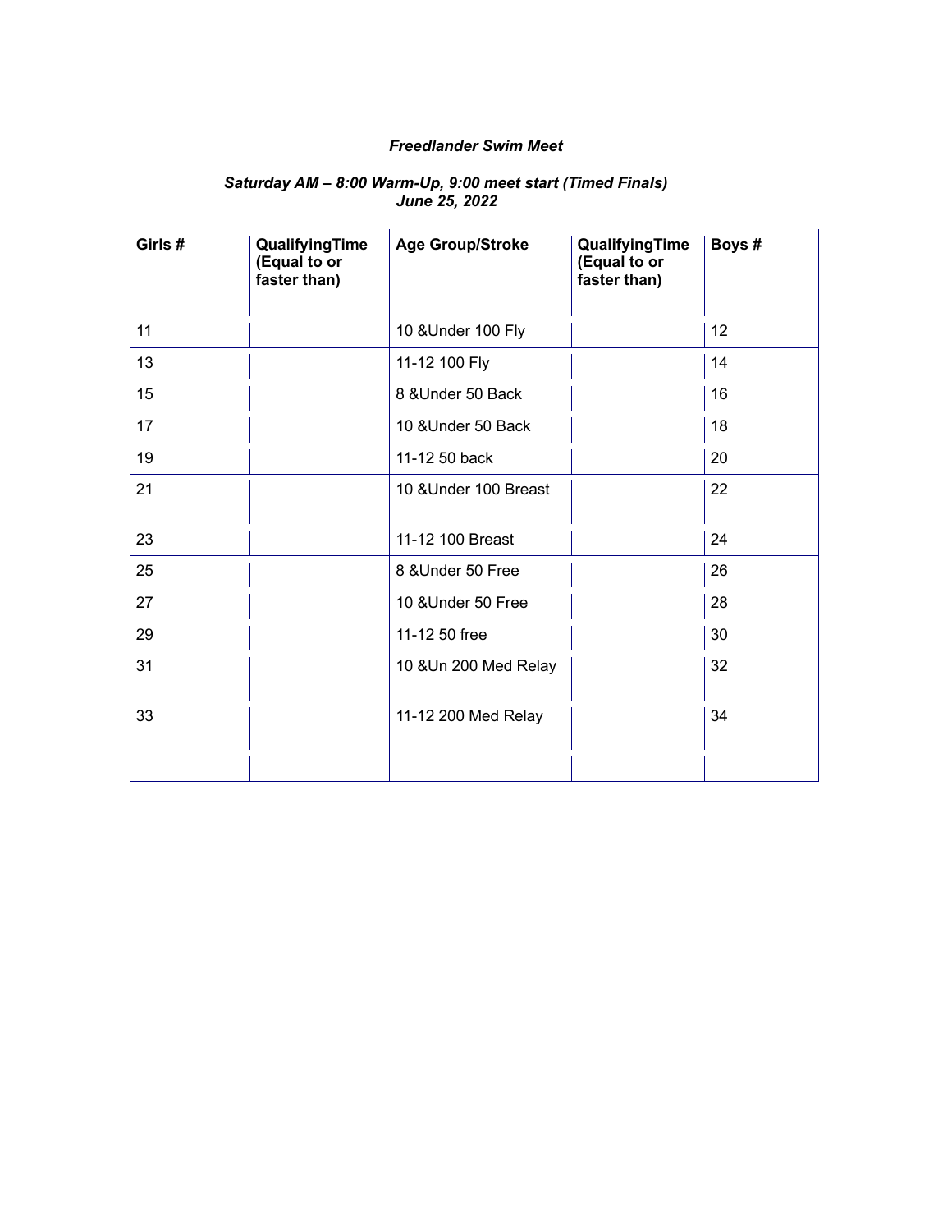*Freedlander Swim Meet*

*Saturday AM – 8:00 Warm-Up, 9:00 meet start (Timed Finals)*
*June 25, 2022*

| Girls # | QualifyingTime (Equal to or faster than) | Age Group/Stroke | QualifyingTime (Equal to or faster than) | Boys # |
|---|---|---|---|---|
| 11 | | 10 &Under 100 Fly | | 12 |
| 13 | | 11-12 100 Fly | | 14 |
| 15 | | 8 &Under 50 Back | | 16 |
| 17 | | 10 &Under 50 Back | | 18 |
| 19 | | 11-12 50 back | | 20 |
| 21 | | 10 &Under 100 Breast | | 22 |
| 23 | | 11-12 100 Breast | | 24 |
| 25 | | 8 &Under 50 Free | | 26 |
| 27 | | 10 &Under 50 Free | | 28 |
| 29 | | 11-12 50 free | | 30 |
| 31 | | 10 &Un 200 Med Relay | | 32 |
| 33 | | 11-12 200 Med Relay | | 34 |
| | | | | |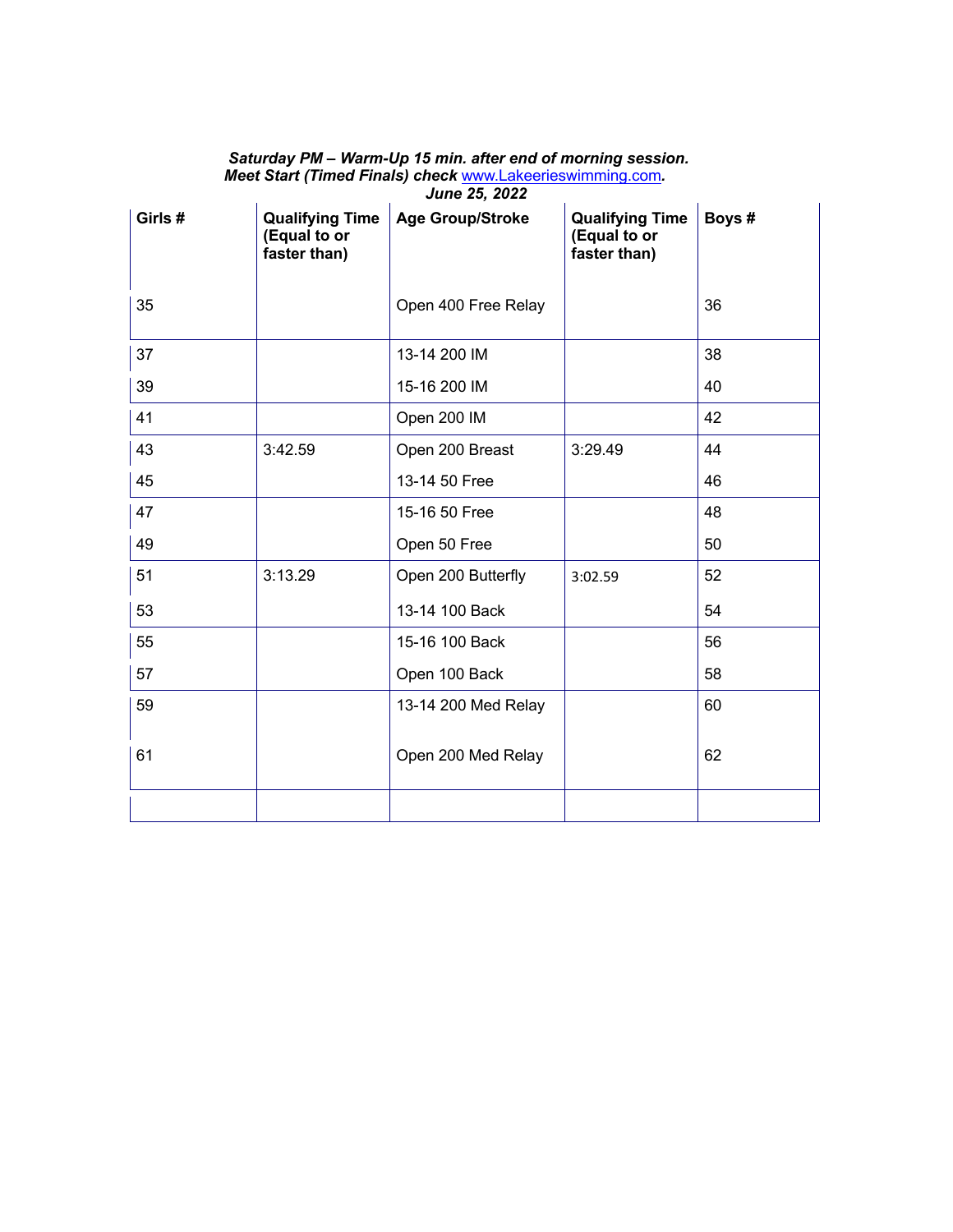***Saturday PM – Warm-Up 15 min. after end of morning session.***
***Meet Start (Timed Finals) check* www.Lakeerieswimming.com*.***
***June 25, 2022***

| Girls # | Qualifying Time (Equal to or faster than) | Age Group/Stroke | Qualifying Time (Equal to or faster than) | Boys # |
|---|---|---|---|---|
| 35 | | Open 400 Free Relay | | 36 |
| 37 | | 13-14 200 IM | | 38 |
| 39 | | 15-16 200 IM | | 40 |
| 41 | | Open 200 IM | | 42 |
| 43 | 3:42.59 | Open 200 Breast | 3:29.49 | 44 |
| 45 | | 13-14 50 Free | | 46 |
| 47 | | 15-16 50 Free | | 48 |
| 49 | | Open 50 Free | | 50 |
| 51 | 3:13.29 | Open 200 Butterfly | 3:02.59 | 52 |
| 53 | | 13-14 100 Back | | 54 |
| 55 | | 15-16 100 Back | | 56 |
| 57 | | Open 100 Back | | 58 |
| 59 | | 13-14 200 Med Relay | | 60 |
| 61 | | Open 200 Med Relay | | 62 |
| | | | | |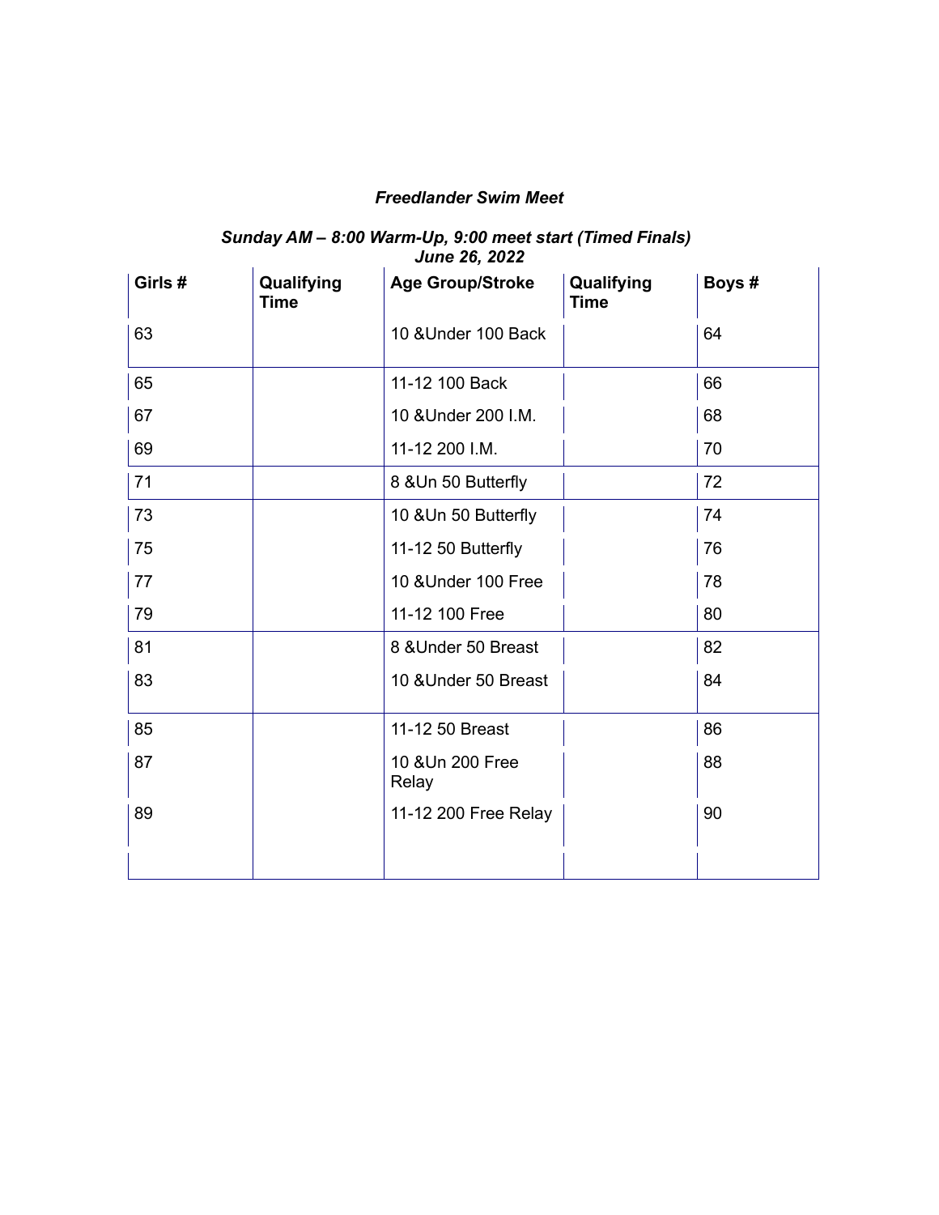*Freedlander Swim Meet*

*Sunday AM – 8:00 Warm-Up, 9:00 meet start (Timed Finals)*
*June 26, 2022*

| Girls # | Qualifying Time | Age Group/Stroke | Qualifying Time | Boys # |
|---|---|---|---|---|
| 63 | | 10 &Under 100 Back | | 64 |
| 65 | | 11-12 100 Back | | 66 |
| 67 | | 10 &Under 200 I.M. | | 68 |
| 69 | | 11-12 200 I.M. | | 70 |
| 71 | | 8 &Un 50 Butterfly | | 72 |
| 73 | | 10 &Un 50 Butterfly | | 74 |
| 75 | | 11-12 50 Butterfly | | 76 |
| 77 | | 10 &Under 100 Free | | 78 |
| 79 | | 11-12 100 Free | | 80 |
| 81 | | 8 &Under 50 Breast | | 82 |
| 83 | | 10 &Under 50 Breast | | 84 |
| 85 | | 11-12 50 Breast | | 86 |
| 87 | | 10 &Un 200 Free Relay | | 88 |
| 89 | | 11-12 200 Free Relay | | 90 |
| | | | | |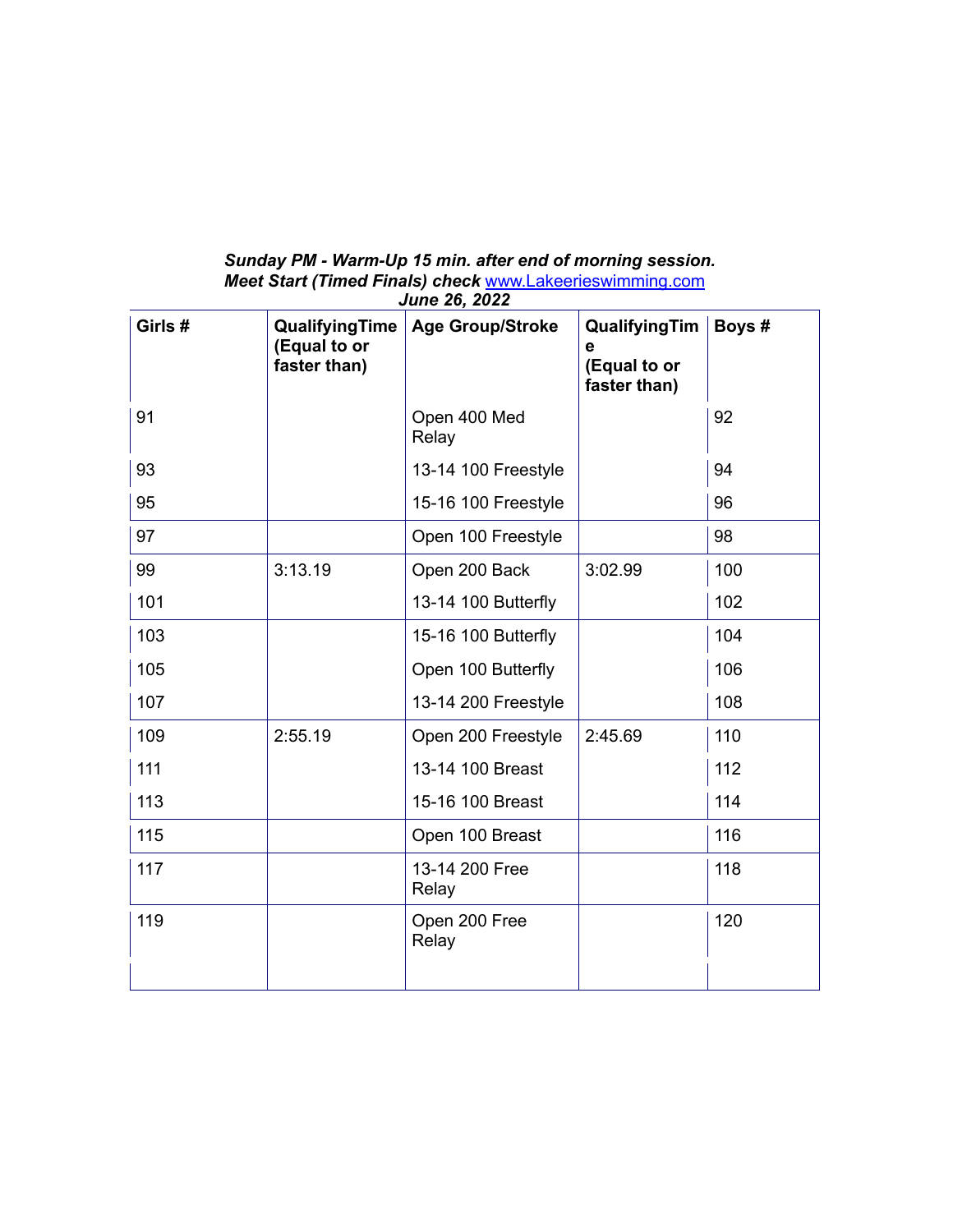***Sunday PM - Warm-Up 15 min. after end of morning session.***
***Meet Start (Timed Finals) check [www.Lakeerieswimming.com](http://www.Lakeerieswimming.com)***
***June 26, 2022***

| Girls # | QualifyingTime (Equal to or faster than) | Age Group/Stroke | QualifyingTime (Equal to or faster than) | Boys # |
|---|---|---|---|---|
| 91 | | Open 400 Med Relay | | 92 |
| 93 | | 13-14 100 Freestyle | | 94 |
| 95 | | 15-16 100 Freestyle | | 96 |
| 97 | | Open 100 Freestyle | | 98 |
| 99 | 3:13.19 | Open 200 Back | 3:02.99 | 100 |
| 101 | | 13-14 100 Butterfly | | 102 |
| 103 | | 15-16 100 Butterfly | | 104 |
| 105 | | Open 100 Butterfly | | 106 |
| 107 | | 13-14 200 Freestyle | | 108 |
| 109 | 2:55.19 | Open 200 Freestyle | 2:45.69 | 110 |
| 111 | | 13-14 100 Breast | | 112 |
| 113 | | 15-16 100 Breast | | 114 |
| 115 | | Open 100 Breast | | 116 |
| 117 | | 13-14 200 Free Relay | | 118 |
| 119 | | Open 200 Free Relay | | 120 |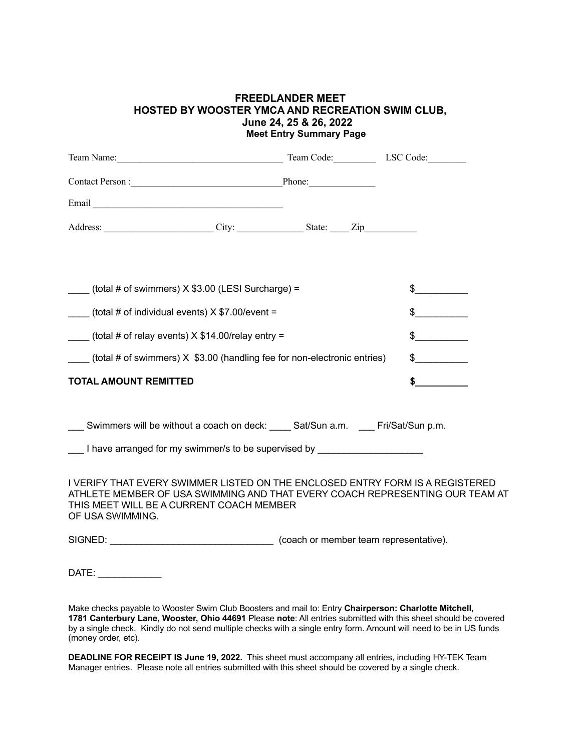# FREEDLANDER MEET
## HOSTED BY WOOSTER YMCA AND RECREATION SWIM CLUB,
## June 24, 25 & 26, 2022
### Meet Entry Summary Page

Team Name:__________________________________ Team Code:_________ LSC Code:________

Contact Person :______________________________Phone:_____________

Email ______________________________________

Address: ______________________ City: _____________ State: ____ Zip___________

____ (total # of swimmers) X $3.00 (LESI Surcharge) = $__________

____ (total # of individual events) X $7.00/event = $__________

____ (total # of relay events) X $14.00/relay entry = $__________

____ (total # of swimmers) X $3.00 (handling fee for non-electronic entries) $__________

**TOTAL AMOUNT REMITTED** **$__________**

___ Swimmers will be without a coach on deck: ____ Sat/Sun a.m. ___ Fri/Sat/Sun p.m.

___ I have arranged for my swimmer/s to be supervised by ___________________

I VERIFY THAT EVERY SWIMMER LISTED ON THE ENCLOSED ENTRY FORM IS A REGISTERED ATHLETE MEMBER OF USA SWIMMING AND THAT EVERY COACH REPRESENTING OUR TEAM AT THIS MEET WILL BE A CURRENT COACH MEMBER OF USA SWIMMING.

SIGNED: _______________________________ (coach or member team representative).

DATE: ____________

Make checks payable to Wooster Swim Club Boosters and mail to: Entry **Chairperson: Charlotte Mitchell, 1781 Canterbury Lane, Wooster, Ohio 44691** Please **note**: All entries submitted with this sheet should be covered by a single check. Kindly do not send multiple checks with a single entry form. Amount will need to be in US funds (money order, etc).

**DEADLINE FOR RECEIPT IS June 19, 2022.** This sheet must accompany all entries, including HY-TEK Team Manager entries. Please note all entries submitted with this sheet should be covered by a single check.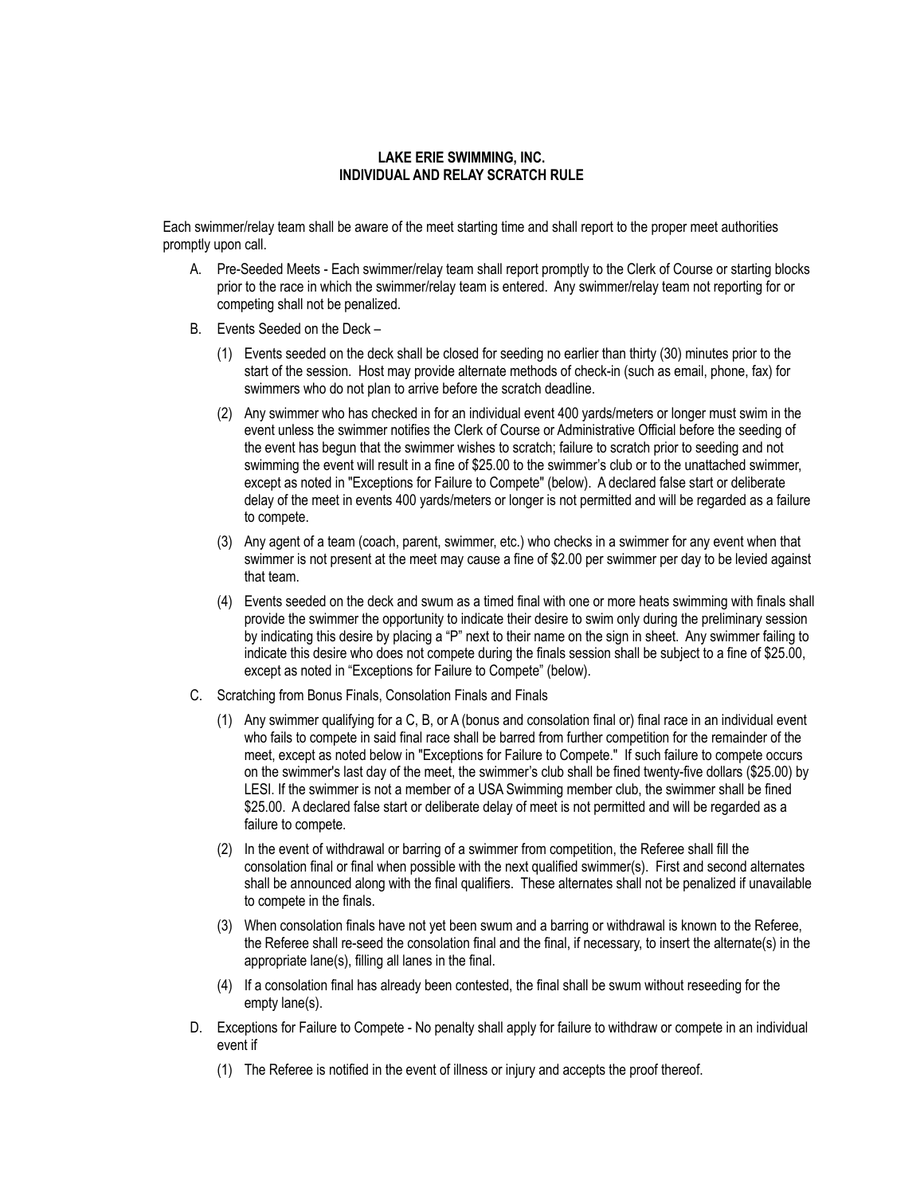**LAKE ERIE SWIMMING, INC.**
**INDIVIDUAL AND RELAY SCRATCH RULE**

Each swimmer/relay team shall be aware of the meet starting time and shall report to the proper meet authorities promptly upon call.

A. Pre-Seeded Meets - Each swimmer/relay team shall report promptly to the Clerk of Course or starting blocks prior to the race in which the swimmer/relay team is entered. Any swimmer/relay team not reporting for or competing shall not be penalized.

B. Events Seeded on the Deck –

   (1) Events seeded on the deck shall be closed for seeding no earlier than thirty (30) minutes prior to the start of the session. Host may provide alternate methods of check-in (such as email, phone, fax) for swimmers who do not plan to arrive before the scratch deadline.

   (2) Any swimmer who has checked in for an individual event 400 yards/meters or longer must swim in the event unless the swimmer notifies the Clerk of Course or Administrative Official before the seeding of the event has begun that the swimmer wishes to scratch; failure to scratch prior to seeding and not swimming the event will result in a fine of $25.00 to the swimmer's club or to the unattached swimmer, except as noted in "Exceptions for Failure to Compete" (below). A declared false start or deliberate delay of the meet in events 400 yards/meters or longer is not permitted and will be regarded as a failure to compete.

   (3) Any agent of a team (coach, parent, swimmer, etc.) who checks in a swimmer for any event when that swimmer is not present at the meet may cause a fine of $2.00 per swimmer per day to be levied against that team.

   (4) Events seeded on the deck and swum as a timed final with one or more heats swimming with finals shall provide the swimmer the opportunity to indicate their desire to swim only during the preliminary session by indicating this desire by placing a "P" next to their name on the sign in sheet. Any swimmer failing to indicate this desire who does not compete during the finals session shall be subject to a fine of $25.00, except as noted in "Exceptions for Failure to Compete" (below).

C. Scratching from Bonus Finals, Consolation Finals and Finals

   (1) Any swimmer qualifying for a C, B, or A (bonus and consolation final or) final race in an individual event who fails to compete in said final race shall be barred from further competition for the remainder of the meet, except as noted below in "Exceptions for Failure to Compete." If such failure to compete occurs on the swimmer's last day of the meet, the swimmer's club shall be fined twenty-five dollars ($25.00) by LESI. If the swimmer is not a member of a USA Swimming member club, the swimmer shall be fined $25.00. A declared false start or deliberate delay of meet is not permitted and will be regarded as a failure to compete.

   (2) In the event of withdrawal or barring of a swimmer from competition, the Referee shall fill the consolation final or final when possible with the next qualified swimmer(s). First and second alternates shall be announced along with the final qualifiers. These alternates shall not be penalized if unavailable to compete in the finals.

   (3) When consolation finals have not yet been swum and a barring or withdrawal is known to the Referee, the Referee shall re-seed the consolation final and the final, if necessary, to insert the alternate(s) in the appropriate lane(s), filling all lanes in the final.

   (4) If a consolation final has already been contested, the final shall be swum without reseeding for the empty lane(s).

D. Exceptions for Failure to Compete - No penalty shall apply for failure to withdraw or compete in an individual event if

   (1) The Referee is notified in the event of illness or injury and accepts the proof thereof.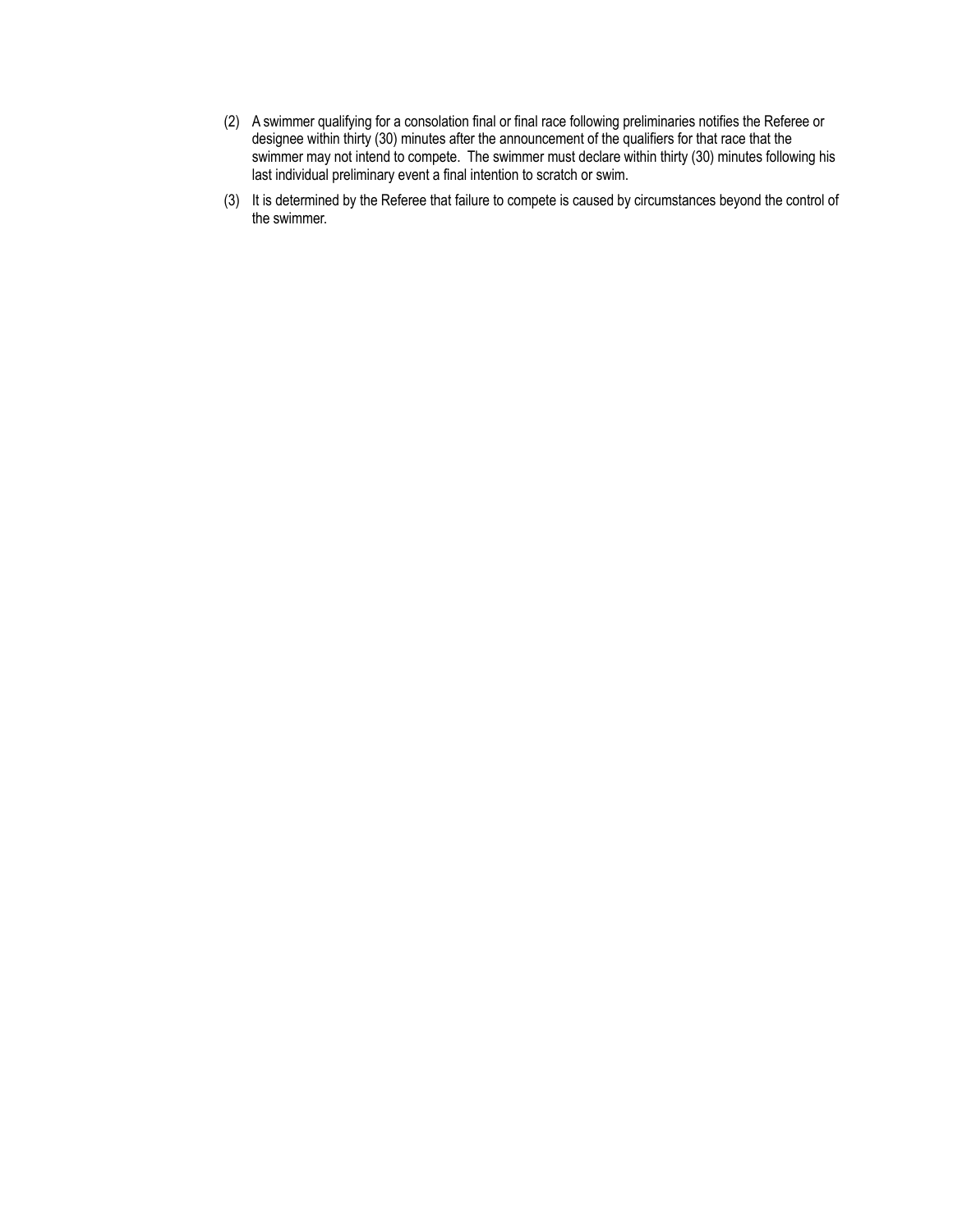(2) A swimmer qualifying for a consolation final or final race following preliminaries notifies the Referee or designee within thirty (30) minutes after the announcement of the qualifiers for that race that the swimmer may not intend to compete. The swimmer must declare within thirty (30) minutes following his last individual preliminary event a final intention to scratch or swim.

(3) It is determined by the Referee that failure to compete is caused by circumstances beyond the control of the swimmer.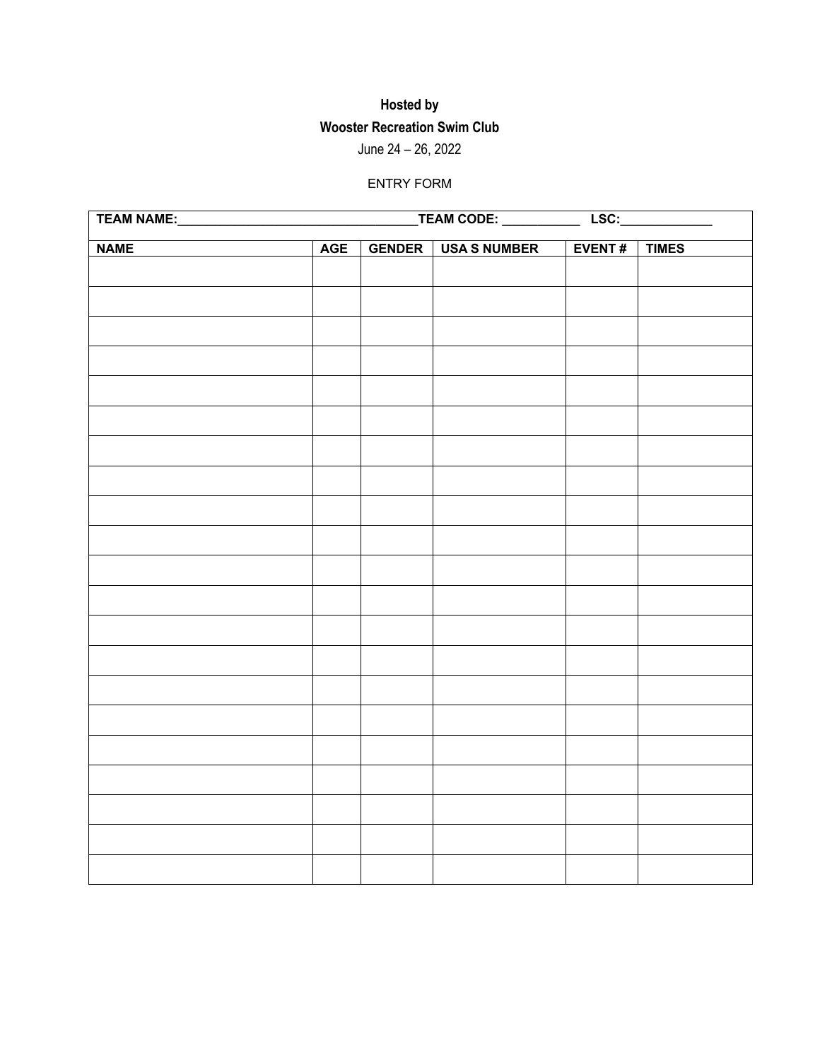**Hosted by**

**Wooster Recreation Swim Club**

June 24 – 26, 2022

ENTRY FORM

**TEAM NAME:**\_\_\_\_\_\_\_\_\_\_\_\_\_\_\_\_\_\_\_\_\_\_\_\_\_\_\_\_\_\_\_\_**TEAM CODE:** \_\_\_\_\_\_\_\_\_\_\_ **LSC:**\_\_\_\_\_\_\_\_\_\_\_\_\_

| NAME | AGE | GENDER | USA S NUMBER | EVENT # | TIMES |
|---|---|---|---|---|---|
| | | | | | |
| | | | | | |
| | | | | | |
| | | | | | |
| | | | | | |
| | | | | | |
| | | | | | |
| | | | | | |
| | | | | | |
| | | | | | |
| | | | | | |
| | | | | | |
| | | | | | |
| | | | | | |
| | | | | | |
| | | | | | |
| | | | | | |
| | | | | | |
| | | | | | |
| | | | | | |
| | | | | | |